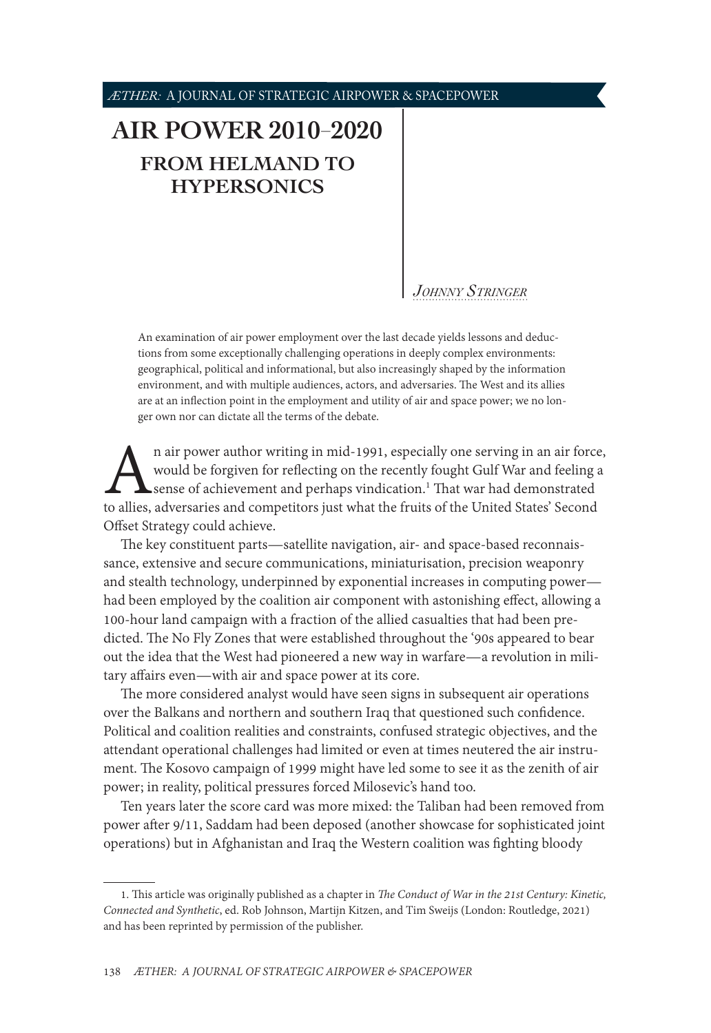# AIR POWER 2010–2020

## FROM HELMAND TO HYPERSONICS

*Johnny Stringer*

An examination of air power employment over the last decade yields lessons and deductions from some exceptionally challenging operations in deeply complex environments: geographical, political and informational, but also increasingly shaped by the information environment, and with multiple audiences, actors, and adversaries. The West and its allies are at an inflection point in the employment and utility of air and space power; we no longer own nor can dictate all the terms of the debate.

An air power author writing in mid-1991, especially one serving in an air force, would be forgiven for reflecting on the recently fought Gulf War and feeling a sense of achievement and perhaps vindication.[1] That war had demonstrated to allies, adversaries and competitors just what the fruits of the United States' Second Offset Strategy could achieve.

The key constituent parts—satellite navigation, air- and space-based reconnaissance, extensive and secure communications, miniaturisation, precision weaponry and stealth technology, underpinned by exponential increases in computing power—had been employed by the coalition air component with astonishing effect, allowing a 100-hour land campaign with a fraction of the allied casualties that had been predicted. The No Fly Zones that were established throughout the '90s appeared to bear out the idea that the West had pioneered a new way in warfare—a revolution in military affairs even—with air and space power at its core.

The more considered analyst would have seen signs in subsequent air operations over the Balkans and northern and southern Iraq that questioned such confidence. Political and coalition realities and constraints, confused strategic objectives, and the attendant operational challenges had limited or even at times neutered the air instrument. The Kosovo campaign of 1999 might have led some to see it as the zenith of air power; in reality, political pressures forced Milosevic's hand too.

Ten years later the score card was more mixed: the Taliban had been removed from power after 9/11, Saddam had been deposed (another showcase for sophisticated joint operations) but in Afghanistan and Iraq the Western coalition was fighting bloody

---

1. This article was originally published as a chapter in *The Conduct of War in the 21st Century: Kinetic, Connected and Synthetic*, ed. Rob Johnson, Martijn Kitzen, and Tim Sweijs (London: Routledge, 2021) and has been reprinted by permission of the publisher.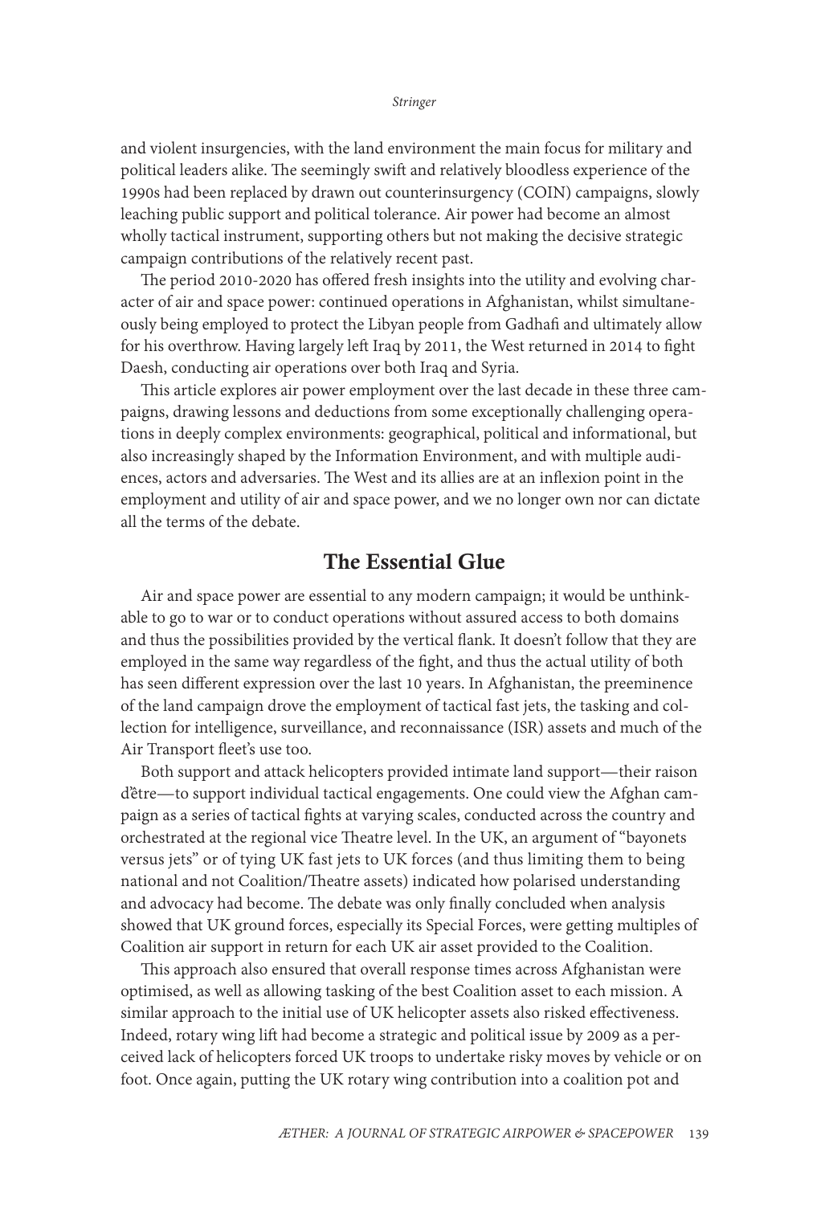and violent insurgencies, with the land environment the main focus for military and political leaders alike. The seemingly swift and relatively bloodless experience of the 1990s had been replaced by drawn out counterinsurgency (COIN) campaigns, slowly leaching public support and political tolerance. Air power had become an almost wholly tactical instrument, supporting others but not making the decisive strategic campaign contributions of the relatively recent past.

The period 2010-2020 has offered fresh insights into the utility and evolving character of air and space power: continued operations in Afghanistan, whilst simultaneously being employed to protect the Libyan people from Gadhafi and ultimately allow for his overthrow. Having largely left Iraq by 2011, the West returned in 2014 to fight Daesh, conducting air operations over both Iraq and Syria.

This article explores air power employment over the last decade in these three campaigns, drawing lessons and deductions from some exceptionally challenging operations in deeply complex environments: geographical, political and informational, but also increasingly shaped by the Information Environment, and with multiple audiences, actors and adversaries. The West and its allies are at an inflexion point in the employment and utility of air and space power, and we no longer own nor can dictate all the terms of the debate.

## The Essential Glue

Air and space power are essential to any modern campaign; it would be unthinkable to go to war or to conduct operations without assured access to both domains and thus the possibilities provided by the vertical flank. It doesn't follow that they are employed in the same way regardless of the fight, and thus the actual utility of both has seen different expression over the last 10 years. In Afghanistan, the preeminence of the land campaign drove the employment of tactical fast jets, the tasking and collection for intelligence, surveillance, and reconnaissance (ISR) assets and much of the Air Transport fleet's use too.

Both support and attack helicopters provided intimate land support—their raison d'être—to support individual tactical engagements. One could view the Afghan campaign as a series of tactical fights at varying scales, conducted across the country and orchestrated at the regional vice Theatre level. In the UK, an argument of "bayonets versus jets" or of tying UK fast jets to UK forces (and thus limiting them to being national and not Coalition/Theatre assets) indicated how polarised understanding and advocacy had become. The debate was only finally concluded when analysis showed that UK ground forces, especially its Special Forces, were getting multiples of Coalition air support in return for each UK air asset provided to the Coalition.

This approach also ensured that overall response times across Afghanistan were optimised, as well as allowing tasking of the best Coalition asset to each mission. A similar approach to the initial use of UK helicopter assets also risked effectiveness. Indeed, rotary wing lift had become a strategic and political issue by 2009 as a perceived lack of helicopters forced UK troops to undertake risky moves by vehicle or on foot. Once again, putting the UK rotary wing contribution into a coalition pot and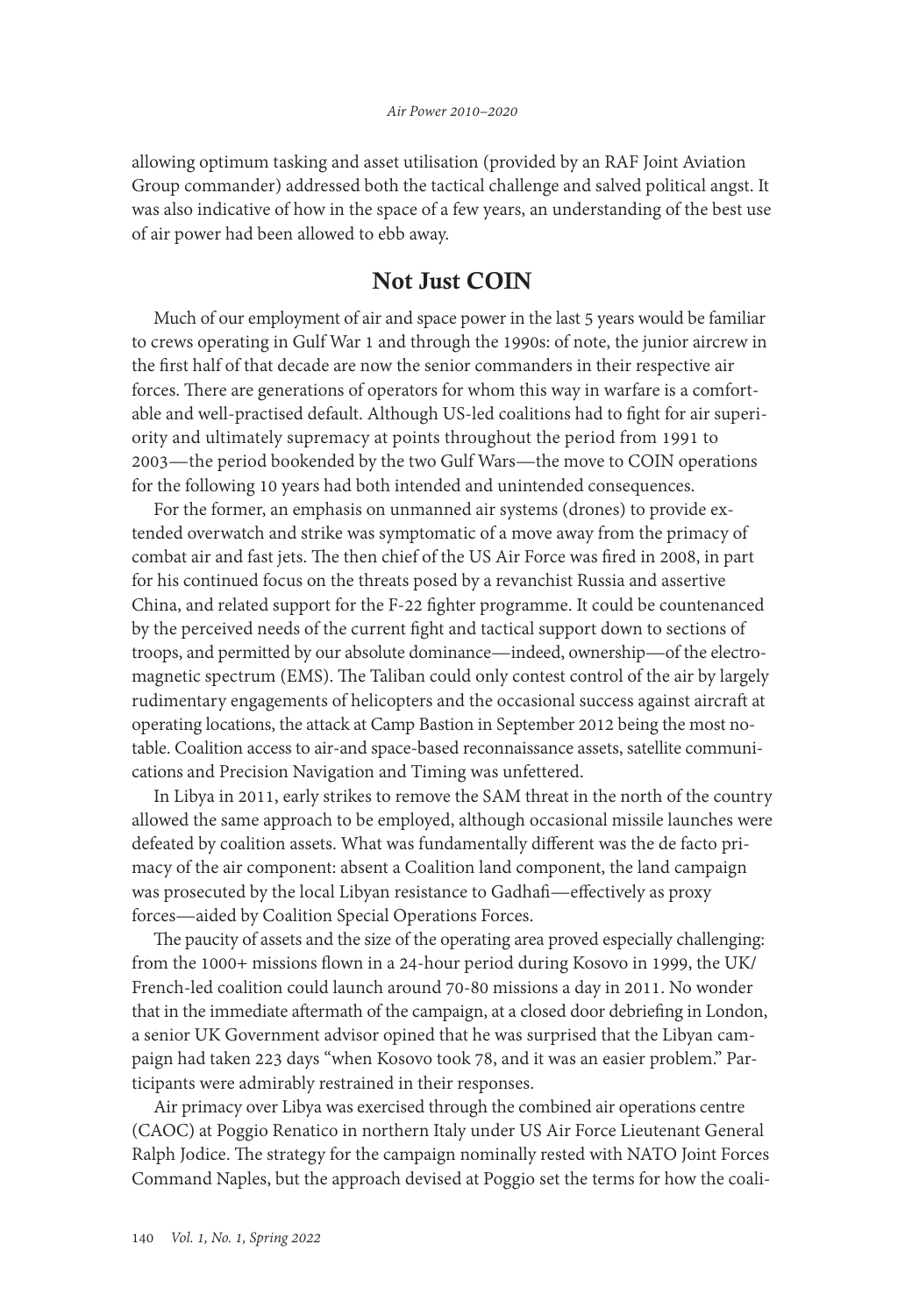allowing optimum tasking and asset utilisation (provided by an RAF Joint Aviation Group commander) addressed both the tactical challenge and salved political angst. It was also indicative of how in the space of a few years, an understanding of the best use of air power had been allowed to ebb away.

## Not Just COIN

Much of our employment of air and space power in the last 5 years would be familiar to crews operating in Gulf War 1 and through the 1990s: of note, the junior aircrew in the first half of that decade are now the senior commanders in their respective air forces. There are generations of operators for whom this way in warfare is a comfortable and well-practised default. Although US-led coalitions had to fight for air superiority and ultimately supremacy at points throughout the period from 1991 to 2003—the period bookended by the two Gulf Wars—the move to COIN operations for the following 10 years had both intended and unintended consequences.

For the former, an emphasis on unmanned air systems (drones) to provide extended overwatch and strike was symptomatic of a move away from the primacy of combat air and fast jets. The then chief of the US Air Force was fired in 2008, in part for his continued focus on the threats posed by a revanchist Russia and assertive China, and related support for the F-22 fighter programme. It could be countenanced by the perceived needs of the current fight and tactical support down to sections of troops, and permitted by our absolute dominance—indeed, ownership—of the electromagnetic spectrum (EMS). The Taliban could only contest control of the air by largely rudimentary engagements of helicopters and the occasional success against aircraft at operating locations, the attack at Camp Bastion in September 2012 being the most notable. Coalition access to air-and space-based reconnaissance assets, satellite communications and Precision Navigation and Timing was unfettered.

In Libya in 2011, early strikes to remove the SAM threat in the north of the country allowed the same approach to be employed, although occasional missile launches were defeated by coalition assets. What was fundamentally different was the de facto primacy of the air component: absent a Coalition land component, the land campaign was prosecuted by the local Libyan resistance to Gadhafi—effectively as proxy forces—aided by Coalition Special Operations Forces.

The paucity of assets and the size of the operating area proved especially challenging: from the 1000+ missions flown in a 24-hour period during Kosovo in 1999, the UK/French-led coalition could launch around 70-80 missions a day in 2011. No wonder that in the immediate aftermath of the campaign, at a closed door debriefing in London, a senior UK Government advisor opined that he was surprised that the Libyan campaign had taken 223 days "when Kosovo took 78, and it was an easier problem." Participants were admirably restrained in their responses.

Air primacy over Libya was exercised through the combined air operations centre (CAOC) at Poggio Renatico in northern Italy under US Air Force Lieutenant General Ralph Jodice. The strategy for the campaign nominally rested with NATO Joint Forces Command Naples, but the approach devised at Poggio set the terms for how the coali-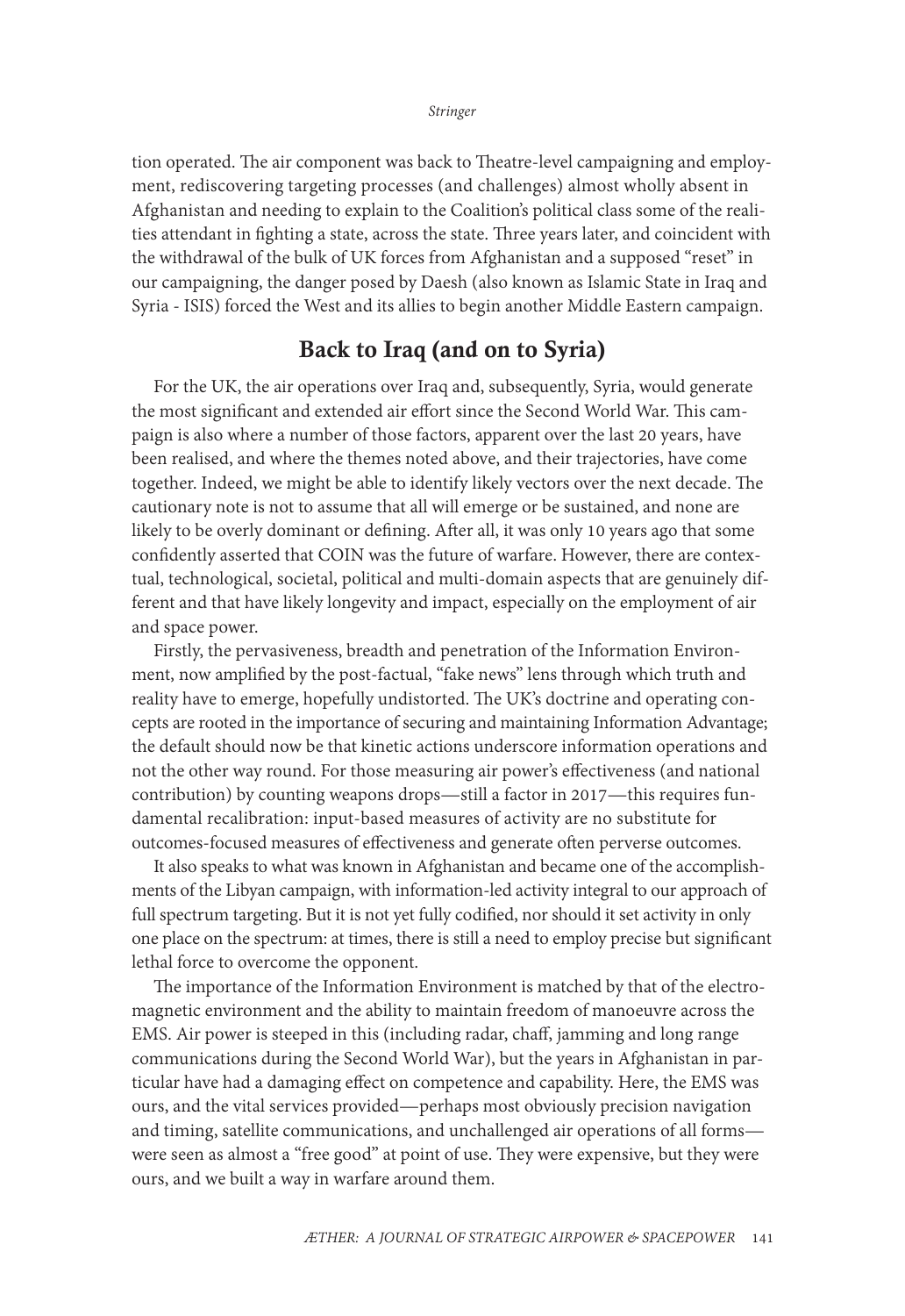tion operated. The air component was back to Theatre-level campaigning and employment, rediscovering targeting processes (and challenges) almost wholly absent in Afghanistan and needing to explain to the Coalition's political class some of the realities attendant in fighting a state, across the state. Three years later, and coincident with the withdrawal of the bulk of UK forces from Afghanistan and a supposed "reset" in our campaigning, the danger posed by Daesh (also known as Islamic State in Iraq and Syria - ISIS) forced the West and its allies to begin another Middle Eastern campaign.

## Back to Iraq (and on to Syria)

For the UK, the air operations over Iraq and, subsequently, Syria, would generate the most significant and extended air effort since the Second World War. This campaign is also where a number of those factors, apparent over the last 20 years, have been realised, and where the themes noted above, and their trajectories, have come together. Indeed, we might be able to identify likely vectors over the next decade. The cautionary note is not to assume that all will emerge or be sustained, and none are likely to be overly dominant or defining. After all, it was only 10 years ago that some confidently asserted that COIN was the future of warfare. However, there are contextual, technological, societal, political and multi-domain aspects that are genuinely different and that have likely longevity and impact, especially on the employment of air and space power.

Firstly, the pervasiveness, breadth and penetration of the Information Environment, now amplified by the post-factual, "fake news" lens through which truth and reality have to emerge, hopefully undistorted. The UK's doctrine and operating concepts are rooted in the importance of securing and maintaining Information Advantage; the default should now be that kinetic actions underscore information operations and not the other way round. For those measuring air power's effectiveness (and national contribution) by counting weapons drops—still a factor in 2017—this requires fundamental recalibration: input-based measures of activity are no substitute for outcomes-focused measures of effectiveness and generate often perverse outcomes.

It also speaks to what was known in Afghanistan and became one of the accomplishments of the Libyan campaign, with information-led activity integral to our approach of full spectrum targeting. But it is not yet fully codified, nor should it set activity in only one place on the spectrum: at times, there is still a need to employ precise but significant lethal force to overcome the opponent.

The importance of the Information Environment is matched by that of the electromagnetic environment and the ability to maintain freedom of manoeuvre across the EMS. Air power is steeped in this (including radar, chaff, jamming and long range communications during the Second World War), but the years in Afghanistan in particular have had a damaging effect on competence and capability. Here, the EMS was ours, and the vital services provided—perhaps most obviously precision navigation and timing, satellite communications, and unchallenged air operations of all forms—were seen as almost a "free good" at point of use. They were expensive, but they were ours, and we built a way in warfare around them.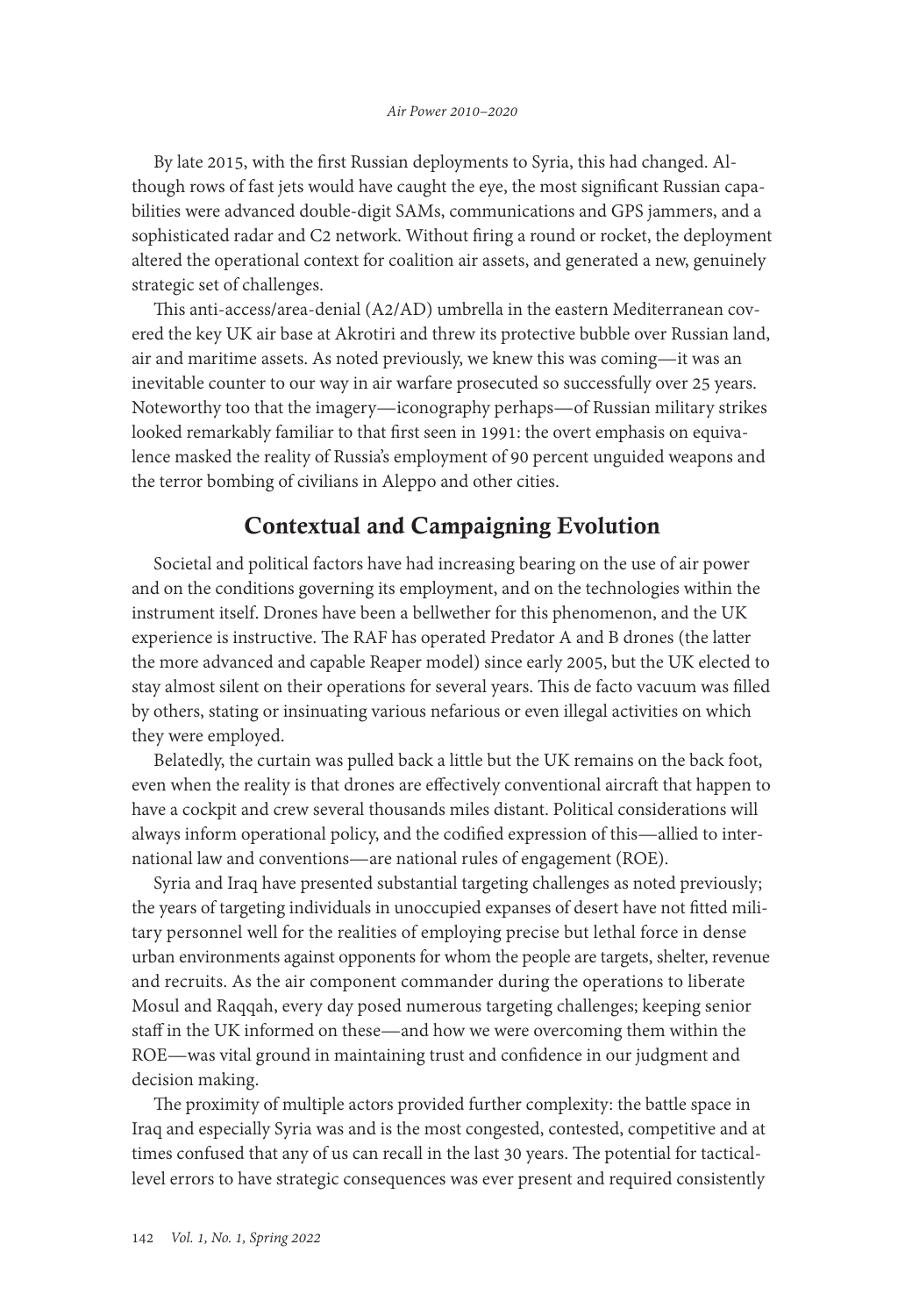By late 2015, with the first Russian deployments to Syria, this had changed. Although rows of fast jets would have caught the eye, the most significant Russian capabilities were advanced double-digit SAMs, communications and GPS jammers, and a sophisticated radar and C2 network. Without firing a round or rocket, the deployment altered the operational context for coalition air assets, and generated a new, genuinely strategic set of challenges.

This anti-access/area-denial (A2/AD) umbrella in the eastern Mediterranean covered the key UK air base at Akrotiri and threw its protective bubble over Russian land, air and maritime assets. As noted previously, we knew this was coming—it was an inevitable counter to our way in air warfare prosecuted so successfully over 25 years. Noteworthy too that the imagery—iconography perhaps—of Russian military strikes looked remarkably familiar to that first seen in 1991: the overt emphasis on equivalence masked the reality of Russia's employment of 90 percent unguided weapons and the terror bombing of civilians in Aleppo and other cities.

## Contextual and Campaigning Evolution

Societal and political factors have had increasing bearing on the use of air power and on the conditions governing its employment, and on the technologies within the instrument itself. Drones have been a bellwether for this phenomenon, and the UK experience is instructive. The RAF has operated Predator A and B drones (the latter the more advanced and capable Reaper model) since early 2005, but the UK elected to stay almost silent on their operations for several years. This de facto vacuum was filled by others, stating or insinuating various nefarious or even illegal activities on which they were employed.

Belatedly, the curtain was pulled back a little but the UK remains on the back foot, even when the reality is that drones are effectively conventional aircraft that happen to have a cockpit and crew several thousands miles distant. Political considerations will always inform operational policy, and the codified expression of this—allied to international law and conventions—are national rules of engagement (ROE).

Syria and Iraq have presented substantial targeting challenges as noted previously; the years of targeting individuals in unoccupied expanses of desert have not fitted military personnel well for the realities of employing precise but lethal force in dense urban environments against opponents for whom the people are targets, shelter, revenue and recruits. As the air component commander during the operations to liberate Mosul and Raqqah, every day posed numerous targeting challenges; keeping senior staff in the UK informed on these—and how we were overcoming them within the ROE—was vital ground in maintaining trust and confidence in our judgment and decision making.

The proximity of multiple actors provided further complexity: the battle space in Iraq and especially Syria was and is the most congested, contested, competitive and at times confused that any of us can recall in the last 30 years. The potential for tactical-level errors to have strategic consequences was ever present and required consistently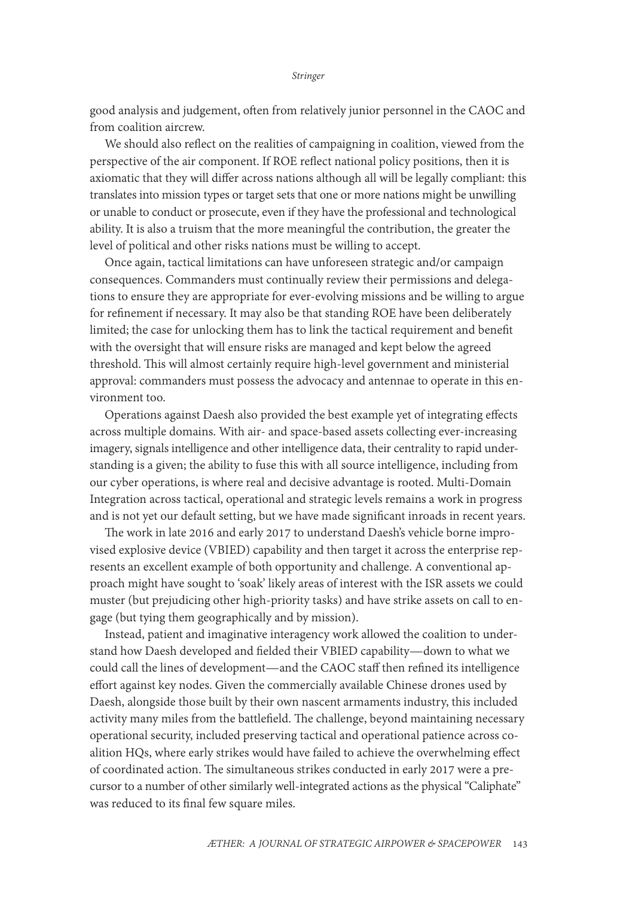good analysis and judgement, often from relatively junior personnel in the CAOC and from coalition aircrew.

We should also reflect on the realities of campaigning in coalition, viewed from the perspective of the air component. If ROE reflect national policy positions, then it is axiomatic that they will differ across nations although all will be legally compliant: this translates into mission types or target sets that one or more nations might be unwilling or unable to conduct or prosecute, even if they have the professional and technological ability. It is also a truism that the more meaningful the contribution, the greater the level of political and other risks nations must be willing to accept.

Once again, tactical limitations can have unforeseen strategic and/or campaign consequences. Commanders must continually review their permissions and delegations to ensure they are appropriate for ever-evolving missions and be willing to argue for refinement if necessary. It may also be that standing ROE have been deliberately limited; the case for unlocking them has to link the tactical requirement and benefit with the oversight that will ensure risks are managed and kept below the agreed threshold. This will almost certainly require high-level government and ministerial approval: commanders must possess the advocacy and antennae to operate in this environment too.

Operations against Daesh also provided the best example yet of integrating effects across multiple domains. With air- and space-based assets collecting ever-increasing imagery, signals intelligence and other intelligence data, their centrality to rapid understanding is a given; the ability to fuse this with all source intelligence, including from our cyber operations, is where real and decisive advantage is rooted. Multi-Domain Integration across tactical, operational and strategic levels remains a work in progress and is not yet our default setting, but we have made significant inroads in recent years.

The work in late 2016 and early 2017 to understand Daesh's vehicle borne improvised explosive device (VBIED) capability and then target it across the enterprise represents an excellent example of both opportunity and challenge. A conventional approach might have sought to 'soak' likely areas of interest with the ISR assets we could muster (but prejudicing other high-priority tasks) and have strike assets on call to engage (but tying them geographically and by mission).

Instead, patient and imaginative interagency work allowed the coalition to understand how Daesh developed and fielded their VBIED capability—down to what we could call the lines of development—and the CAOC staff then refined its intelligence effort against key nodes. Given the commercially available Chinese drones used by Daesh, alongside those built by their own nascent armaments industry, this included activity many miles from the battlefield. The challenge, beyond maintaining necessary operational security, included preserving tactical and operational patience across coalition HQs, where early strikes would have failed to achieve the overwhelming effect of coordinated action. The simultaneous strikes conducted in early 2017 were a precursor to a number of other similarly well-integrated actions as the physical "Caliphate" was reduced to its final few square miles.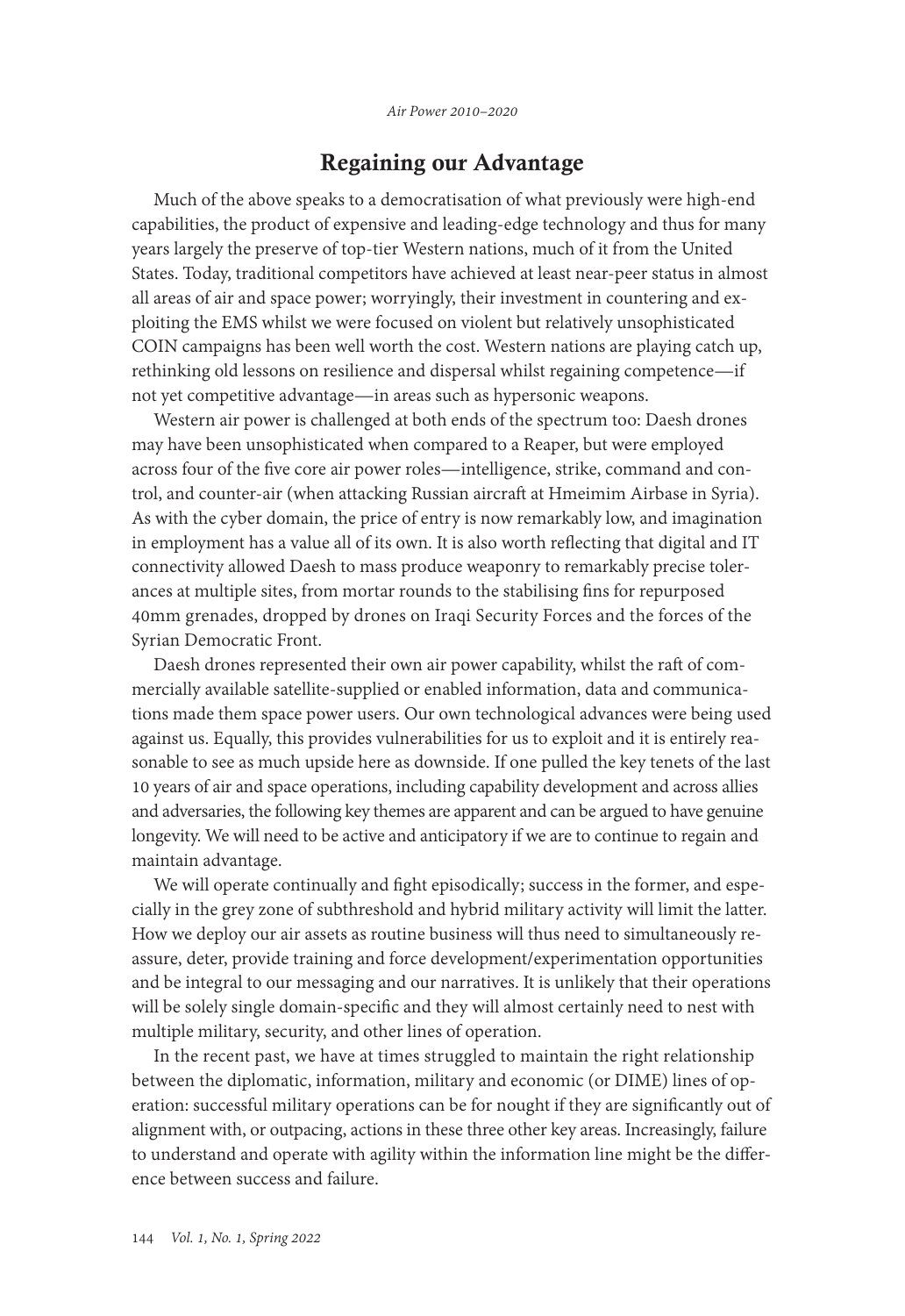## Regaining our Advantage

Much of the above speaks to a democratisation of what previously were high-end capabilities, the product of expensive and leading-edge technology and thus for many years largely the preserve of top-tier Western nations, much of it from the United States. Today, traditional competitors have achieved at least near-peer status in almost all areas of air and space power; worryingly, their investment in countering and exploiting the EMS whilst we were focused on violent but relatively unsophisticated COIN campaigns has been well worth the cost. Western nations are playing catch up, rethinking old lessons on resilience and dispersal whilst regaining competence—if not yet competitive advantage—in areas such as hypersonic weapons.

Western air power is challenged at both ends of the spectrum too: Daesh drones may have been unsophisticated when compared to a Reaper, but were employed across four of the five core air power roles—intelligence, strike, command and control, and counter-air (when attacking Russian aircraft at Hmeimim Airbase in Syria). As with the cyber domain, the price of entry is now remarkably low, and imagination in employment has a value all of its own. It is also worth reflecting that digital and IT connectivity allowed Daesh to mass produce weaponry to remarkably precise tolerances at multiple sites, from mortar rounds to the stabilising fins for repurposed 40mm grenades, dropped by drones on Iraqi Security Forces and the forces of the Syrian Democratic Front.

Daesh drones represented their own air power capability, whilst the raft of commercially available satellite-supplied or enabled information, data and communications made them space power users. Our own technological advances were being used against us. Equally, this provides vulnerabilities for us to exploit and it is entirely reasonable to see as much upside here as downside. If one pulled the key tenets of the last 10 years of air and space operations, including capability development and across allies and adversaries, the following key themes are apparent and can be argued to have genuine longevity. We will need to be active and anticipatory if we are to continue to regain and maintain advantage.

We will operate continually and fight episodically; success in the former, and especially in the grey zone of subthreshold and hybrid military activity will limit the latter. How we deploy our air assets as routine business will thus need to simultaneously reassure, deter, provide training and force development/experimentation opportunities and be integral to our messaging and our narratives. It is unlikely that their operations will be solely single domain-specific and they will almost certainly need to nest with multiple military, security, and other lines of operation.

In the recent past, we have at times struggled to maintain the right relationship between the diplomatic, information, military and economic (or DIME) lines of operation: successful military operations can be for nought if they are significantly out of alignment with, or outpacing, actions in these three other key areas. Increasingly, failure to understand and operate with agility within the information line might be the difference between success and failure.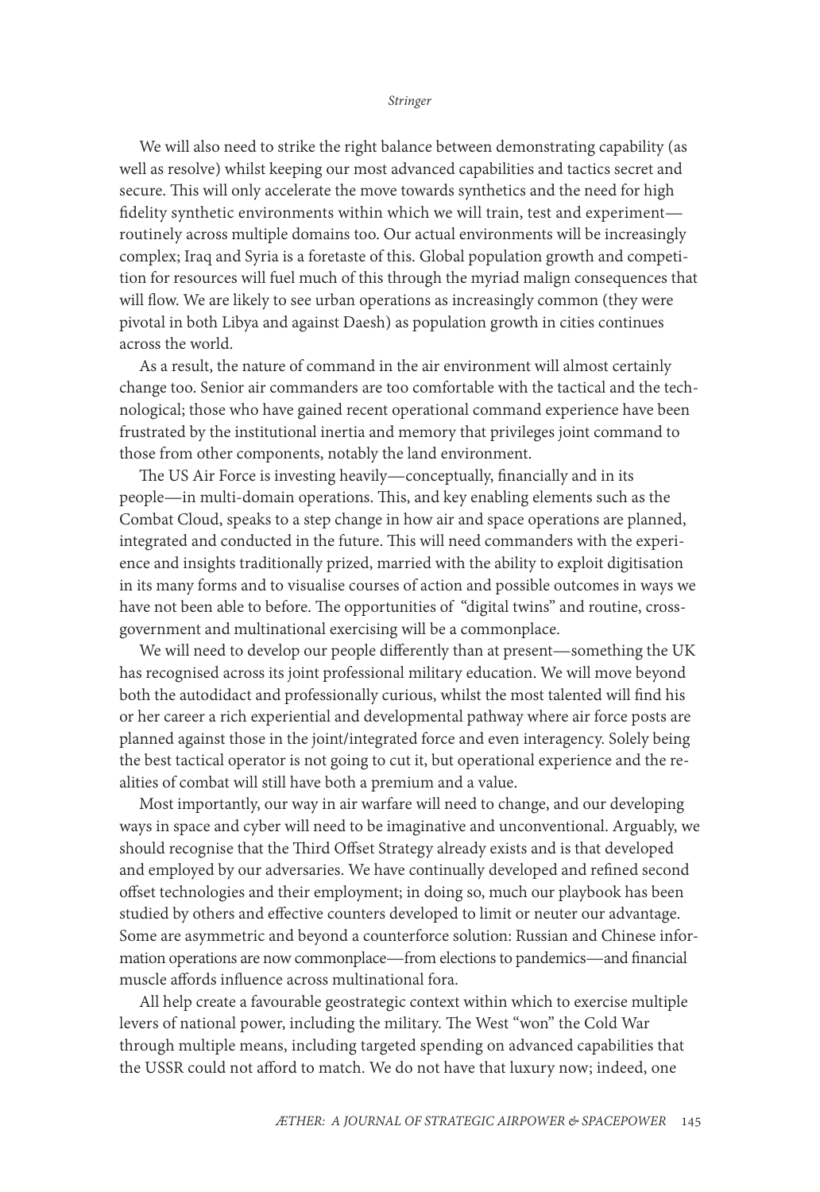We will also need to strike the right balance between demonstrating capability (as well as resolve) whilst keeping our most advanced capabilities and tactics secret and secure. This will only accelerate the move towards synthetics and the need for high fidelity synthetic environments within which we will train, test and experiment—routinely across multiple domains too. Our actual environments will be increasingly complex; Iraq and Syria is a foretaste of this. Global population growth and competition for resources will fuel much of this through the myriad malign consequences that will flow. We are likely to see urban operations as increasingly common (they were pivotal in both Libya and against Daesh) as population growth in cities continues across the world.

As a result, the nature of command in the air environment will almost certainly change too. Senior air commanders are too comfortable with the tactical and the technological; those who have gained recent operational command experience have been frustrated by the institutional inertia and memory that privileges joint command to those from other components, notably the land environment.

The US Air Force is investing heavily—conceptually, financially and in its people—in multi-domain operations. This, and key enabling elements such as the Combat Cloud, speaks to a step change in how air and space operations are planned, integrated and conducted in the future. This will need commanders with the experience and insights traditionally prized, married with the ability to exploit digitisation in its many forms and to visualise courses of action and possible outcomes in ways we have not been able to before. The opportunities of "digital twins" and routine, cross-government and multinational exercising will be a commonplace.

We will need to develop our people differently than at present—something the UK has recognised across its joint professional military education. We will move beyond both the autodidact and professionally curious, whilst the most talented will find his or her career a rich experiential and developmental pathway where air force posts are planned against those in the joint/integrated force and even interagency. Solely being the best tactical operator is not going to cut it, but operational experience and the realities of combat will still have both a premium and a value.

Most importantly, our way in air warfare will need to change, and our developing ways in space and cyber will need to be imaginative and unconventional. Arguably, we should recognise that the Third Offset Strategy already exists and is that developed and employed by our adversaries. We have continually developed and refined second offset technologies and their employment; in doing so, much our playbook has been studied by others and effective counters developed to limit or neuter our advantage. Some are asymmetric and beyond a counterforce solution: Russian and Chinese information operations are now commonplace—from elections to pandemics—and financial muscle affords influence across multinational fora.

All help create a favourable geostrategic context within which to exercise multiple levers of national power, including the military. The West "won" the Cold War through multiple means, including targeted spending on advanced capabilities that the USSR could not afford to match. We do not have that luxury now; indeed, one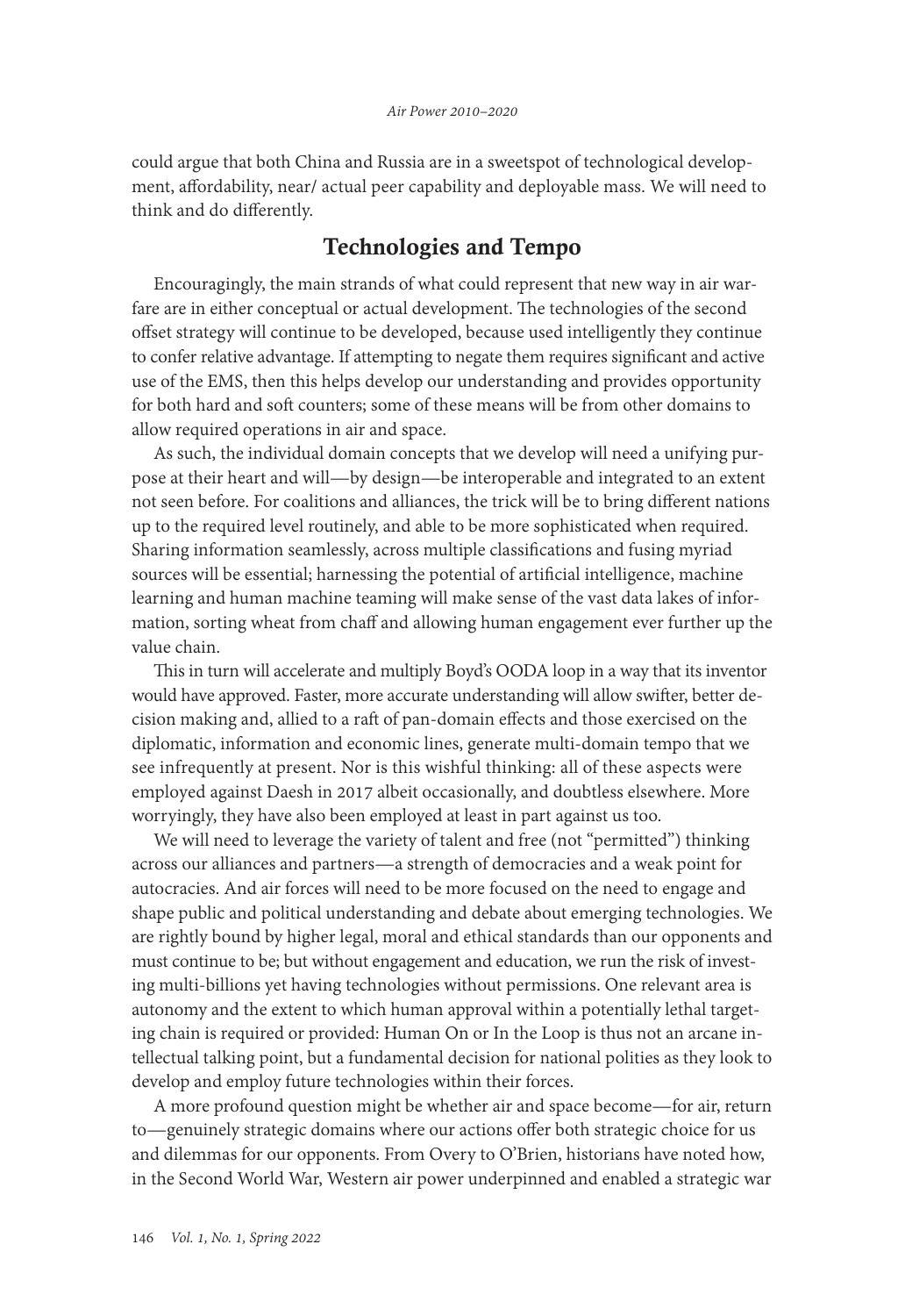could argue that both China and Russia are in a sweetspot of technological development, affordability, near/ actual peer capability and deployable mass. We will need to think and do differently.

## Technologies and Tempo

Encouragingly, the main strands of what could represent that new way in air warfare are in either conceptual or actual development. The technologies of the second offset strategy will continue to be developed, because used intelligently they continue to confer relative advantage. If attempting to negate them requires significant and active use of the EMS, then this helps develop our understanding and provides opportunity for both hard and soft counters; some of these means will be from other domains to allow required operations in air and space.

As such, the individual domain concepts that we develop will need a unifying purpose at their heart and will—by design—be interoperable and integrated to an extent not seen before. For coalitions and alliances, the trick will be to bring different nations up to the required level routinely, and able to be more sophisticated when required. Sharing information seamlessly, across multiple classifications and fusing myriad sources will be essential; harnessing the potential of artificial intelligence, machine learning and human machine teaming will make sense of the vast data lakes of information, sorting wheat from chaff and allowing human engagement ever further up the value chain.

This in turn will accelerate and multiply Boyd's OODA loop in a way that its inventor would have approved. Faster, more accurate understanding will allow swifter, better decision making and, allied to a raft of pan-domain effects and those exercised on the diplomatic, information and economic lines, generate multi-domain tempo that we see infrequently at present. Nor is this wishful thinking: all of these aspects were employed against Daesh in 2017 albeit occasionally, and doubtless elsewhere. More worryingly, they have also been employed at least in part against us too.

We will need to leverage the variety of talent and free (not "permitted") thinking across our alliances and partners—a strength of democracies and a weak point for autocracies. And air forces will need to be more focused on the need to engage and shape public and political understanding and debate about emerging technologies. We are rightly bound by higher legal, moral and ethical standards than our opponents and must continue to be; but without engagement and education, we run the risk of investing multi-billions yet having technologies without permissions. One relevant area is autonomy and the extent to which human approval within a potentially lethal targeting chain is required or provided: Human On or In the Loop is thus not an arcane intellectual talking point, but a fundamental decision for national polities as they look to develop and employ future technologies within their forces.

A more profound question might be whether air and space become—for air, return to—genuinely strategic domains where our actions offer both strategic choice for us and dilemmas for our opponents. From Overy to O'Brien, historians have noted how, in the Second World War, Western air power underpinned and enabled a strategic war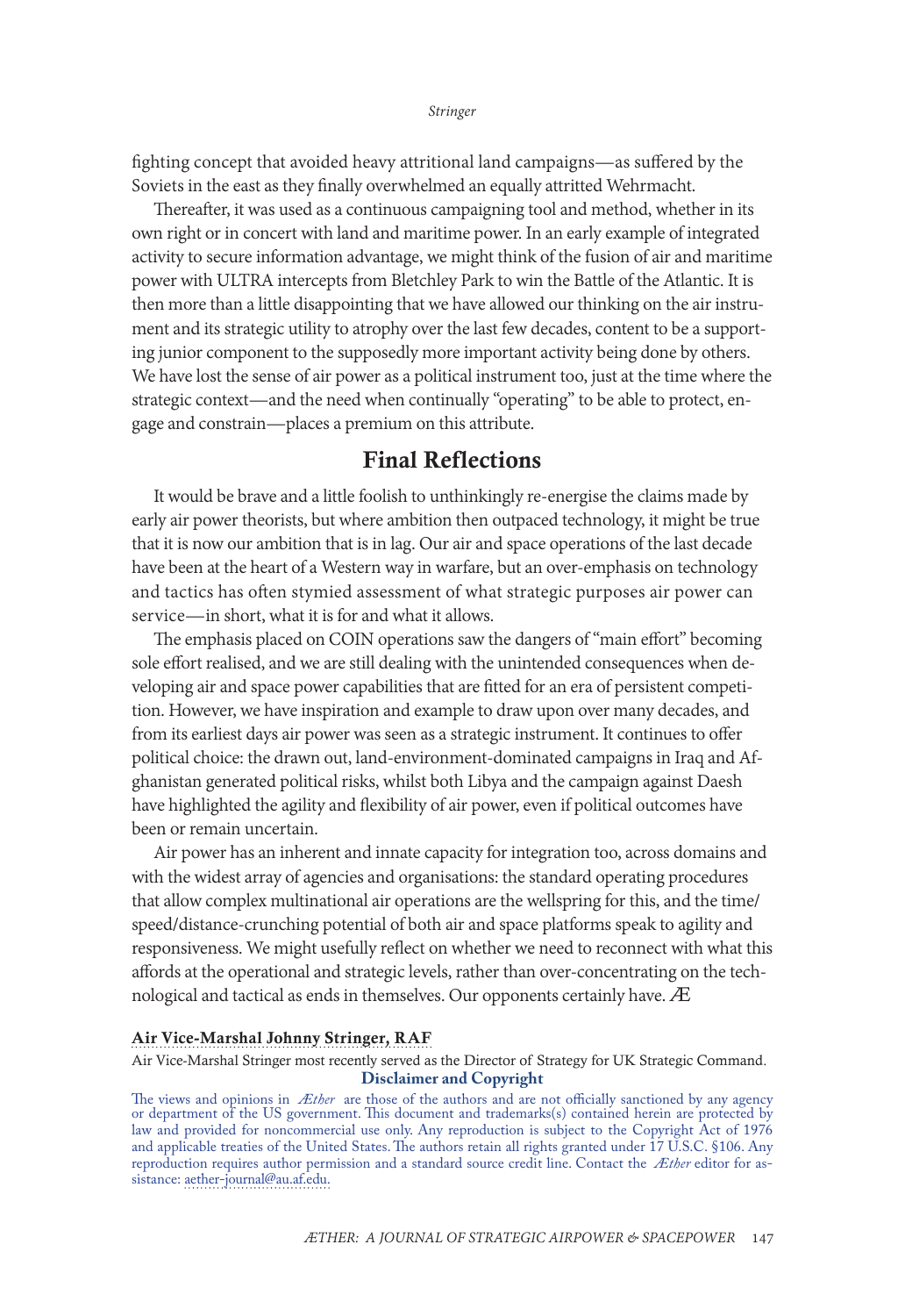fighting concept that avoided heavy attritional land campaigns—as suffered by the Soviets in the east as they finally overwhelmed an equally attritted Wehrmacht.

Thereafter, it was used as a continuous campaigning tool and method, whether in its own right or in concert with land and maritime power. In an early example of integrated activity to secure information advantage, we might think of the fusion of air and maritime power with ULTRA intercepts from Bletchley Park to win the Battle of the Atlantic. It is then more than a little disappointing that we have allowed our thinking on the air instrument and its strategic utility to atrophy over the last few decades, content to be a supporting junior component to the supposedly more important activity being done by others. We have lost the sense of air power as a political instrument too, just at the time where the strategic context—and the need when continually "operating" to be able to protect, engage and constrain—places a premium on this attribute.

## Final Reflections

It would be brave and a little foolish to unthinkingly re-energise the claims made by early air power theorists, but where ambition then outpaced technology, it might be true that it is now our ambition that is in lag. Our air and space operations of the last decade have been at the heart of a Western way in warfare, but an over-emphasis on technology and tactics has often stymied assessment of what strategic purposes air power can service—in short, what it is for and what it allows.

The emphasis placed on COIN operations saw the dangers of "main effort" becoming sole effort realised, and we are still dealing with the unintended consequences when developing air and space power capabilities that are fitted for an era of persistent competition. However, we have inspiration and example to draw upon over many decades, and from its earliest days air power was seen as a strategic instrument. It continues to offer political choice: the drawn out, land-environment-dominated campaigns in Iraq and Afghanistan generated political risks, whilst both Libya and the campaign against Daesh have highlighted the agility and flexibility of air power, even if political outcomes have been or remain uncertain.

Air power has an inherent and innate capacity for integration too, across domains and with the widest array of agencies and organisations: the standard operating procedures that allow complex multinational air operations are the wellspring for this, and the time/speed/distance-crunching potential of both air and space platforms speak to agility and responsiveness. We might usefully reflect on whether we need to reconnect with what this affords at the operational and strategic levels, rather than over-concentrating on the technological and tactical as ends in themselves. Our opponents certainly have. *Æ*

**Air Vice-Marshal Johnny Stringer, RAF**

Air Vice-Marshal Stringer most recently served as the Director of Strategy for UK Strategic Command.

**Disclaimer and Copyright**

The views and opinions in *Æther* are those of the authors and are not officially sanctioned by any agency or department of the US government. This document and trademarks(s) contained herein are protected by law and provided for noncommercial use only. Any reproduction is subject to the Copyright Act of 1976 and applicable treaties of the United States. The authors retain all rights granted under 17 U.S.C. §106. Any reproduction requires author permission and a standard source credit line. Contact the *Æther* editor for assistance: aether-journal@au.af.edu.